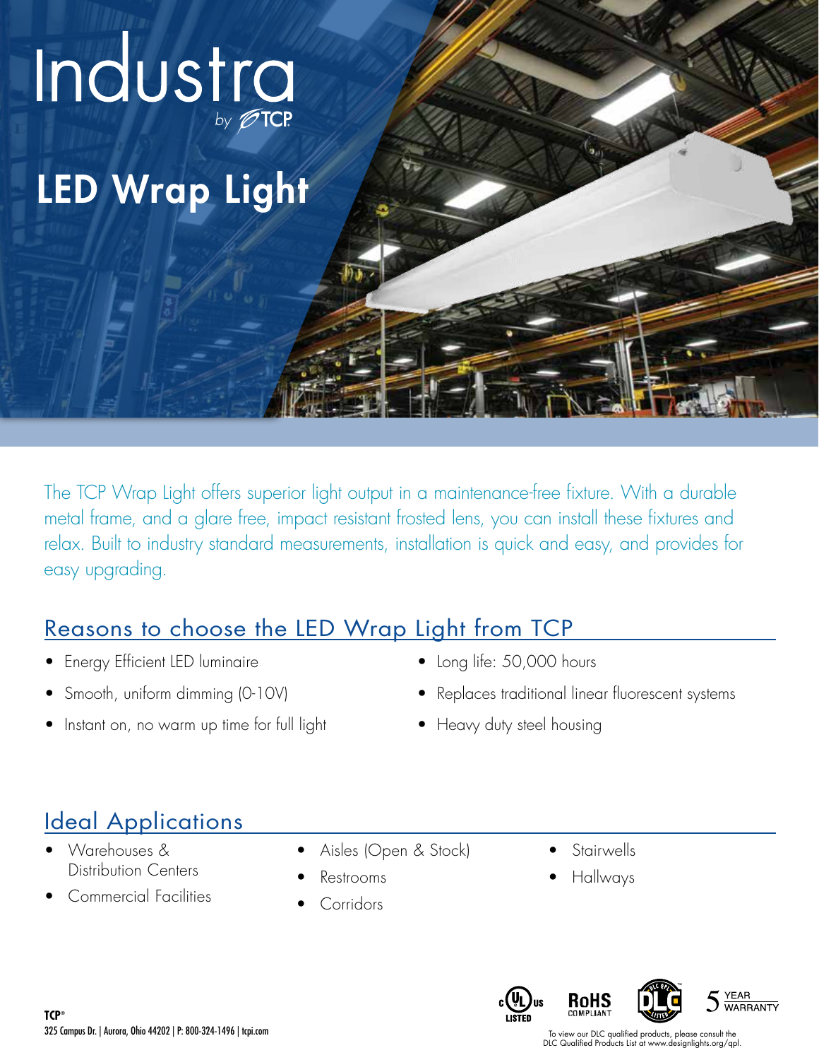# Industra

by TCP

# LED Wrap Light

The TCP Wrap Light offers superior light output in a maintenance-free fixture. With a durable metal frame, and a glare free, impact resistant frosted lens, you can install these fixtures and relax. Built to industry standard measurements, installation is quick and easy, and provides for easy upgrading.

## Reasons to choose the LED Wrap Light from TCP

- Energy Efficient LED luminaire
- Smooth, uniform dimming (0-10V)
- Instant on, no warm up time for full light
- Long life: 50,000 hours
- Replaces traditional linear fluorescent systems
- Heavy duty steel housing

## Ideal Applications

- Warehouses & Distribution Centers
- Commercial Facilities
- Aisles (Open & Stock)
- Restrooms
- Corridors
- Stairwells
- Hallways

c UL us LISTED | RoHS COMPLIANT | DLC QPL LISTED | 5 YEAR WARRANTY

To view our DLC qualified products, please consult the DLC Qualified Products List at www.designlights.org/qpl.

**TCP®**
325 Campus Dr. | Aurora, Ohio 44202 | P: 800-324-1496 | tcpi.com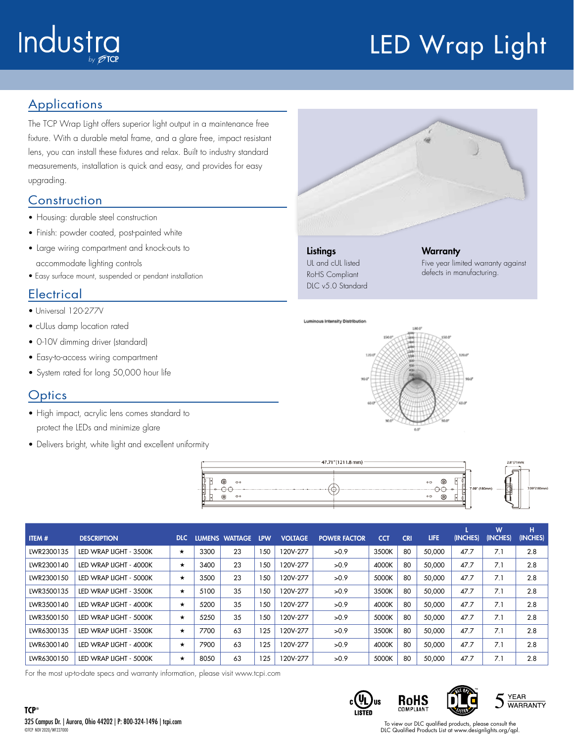# Industra by TCP

# LED Wrap Light

## Applications

The TCP Wrap Light offers superior light output in a maintenance free fixture. With a durable metal frame, and a glare free, impact resistant lens, you can install these fixtures and relax. Built to industry standard measurements, installation is quick and easy, and provides for easy upgrading.

## Construction

- Housing: durable steel construction
- Finish: powder coated, post-painted white
- Large wiring compartment and knock-outs to accommodate lighting controls
- Easy surface mount, suspended or pendant installation

## Electrical

- Universal 120-277V
- cULus damp location rated
- 0-10V dimming driver (standard)
- Easy-to-access wiring compartment
- System rated for long 50,000 hour life

## Optics

- High impact, acrylic lens comes standard to protect the LEDs and minimize glare
- Delivers bright, white light and excellent uniformity

**Listings**

UL and cUL listed
RoHS Compliant
DLC v5.0 Standard

**Warranty**

Five year limited warranty against defects in manufacturing.

Luminous Intensity Distribution

47.71"(1211.8 mm)

7.09" (180mm)

2.8"(71mm)

7.09"(180mm)

| ITEM # | DESCRIPTION | DLC | LUMENS | WATTAGE | LPW | VOLTAGE | POWER FACTOR | CCT | CRI | LIFE | L (INCHES) | W (INCHES) | H (INCHES) |
|---|---|---|---|---|---|---|---|---|---|---|---|---|---|
| LWR2300135 | LED WRAP LIGHT - 3500K | ★ | 3300 | 23 | 150 | 120V-277 | >0.9 | 3500K | 80 | 50,000 | 47.7 | 7.1 | 2.8 |
| LWR2300140 | LED WRAP LIGHT - 4000K | ★ | 3400 | 23 | 150 | 120V-277 | >0.9 | 4000K | 80 | 50,000 | 47.7 | 7.1 | 2.8 |
| LWR2300150 | LED WRAP LIGHT - 5000K | ★ | 3500 | 23 | 150 | 120V-277 | >0.9 | 5000K | 80 | 50,000 | 47.7 | 7.1 | 2.8 |
| LWR3500135 | LED WRAP LIGHT - 3500K | ★ | 5100 | 35 | 150 | 120V-277 | >0.9 | 3500K | 80 | 50,000 | 47.7 | 7.1 | 2.8 |
| LWR3500140 | LED WRAP LIGHT - 4000K | ★ | 5200 | 35 | 150 | 120V-277 | >0.9 | 4000K | 80 | 50,000 | 47.7 | 7.1 | 2.8 |
| LWR3500150 | LED WRAP LIGHT - 5000K | ★ | 5250 | 35 | 150 | 120V-277 | >0.9 | 5000K | 80 | 50,000 | 47.7 | 7.1 | 2.8 |
| LWR6300135 | LED WRAP LIGHT - 3500K | ★ | 7700 | 63 | 125 | 120V-277 | >0.9 | 3500K | 80 | 50,000 | 47.7 | 7.1 | 2.8 |
| LWR6300140 | LED WRAP LIGHT - 4000K | ★ | 7900 | 63 | 125 | 120V-277 | >0.9 | 4000K | 80 | 50,000 | 47.7 | 7.1 | 2.8 |
| LWR6300150 | LED WRAP LIGHT - 5000K | ★ | 8050 | 63 | 125 | 120V-277 | >0.9 | 5000K | 80 | 50,000 | 47.7 | 7.1 | 2.8 |

For the most up-to-date specs and warranty information, please visit www.tcpi.com

TCP®
325 Campus Dr. | Aurora, Ohio 44202 | P: 800-324-1496 | tcpi.com
©TCP NOV 2020/WF227000

5 YEAR WARRANTY

To view our DLC qualified products, please consult the DLC Qualified Products List at www.designlights.org/qpl.